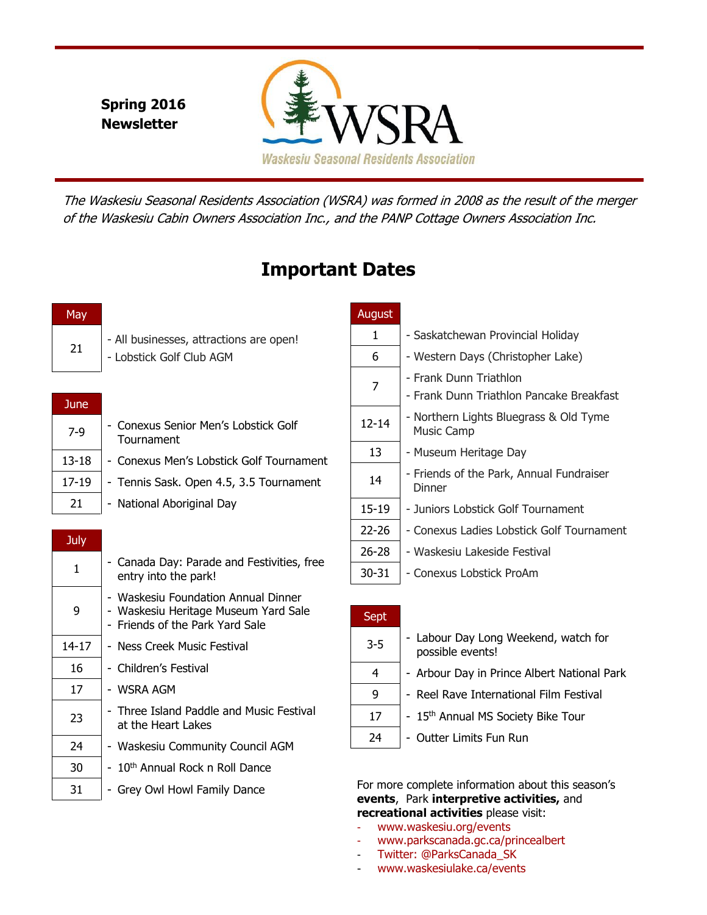**Spring 2016 Newsletter**

# WSRA

Waskesiu Seasonal Residents Association

*The Waskesiu Seasonal Residents Association (WSRA) was formed in 2008 as the result of the merger of the Waskesiu Cabin Owners Association Inc., and the PANP Cottage Owners Association Inc.*

## Important Dates

| May | |
|---|---|
| 21 | - All businesses, attractions are open!<br>- Lobstick Golf Club AGM |

| June | |
|---|---|
| 7-9 | - Conexus Senior Men's Lobstick Golf Tournament |
| 13-18 | - Conexus Men's Lobstick Golf Tournament |
| 17-19 | - Tennis Sask. Open 4.5, 3.5 Tournament |
| 21 | - National Aboriginal Day |

| July | |
|---|---|
| 1 | - Canada Day: Parade and Festivities, free entry into the park! |
| 9 | - Waskesiu Foundation Annual Dinner<br>- Waskesiu Heritage Museum Yard Sale<br>- Friends of the Park Yard Sale |
| 14-17 | - Ness Creek Music Festival |
| 16 | - Children's Festival |
| 17 | - WSRA AGM |
| 23 | - Three Island Paddle and Music Festival at the Heart Lakes |
| 24 | - Waskesiu Community Council AGM |
| 30 | - 10th Annual Rock n Roll Dance |
| 31 | - Grey Owl Howl Family Dance |

| August | |
|---|---|
| 1 | - Saskatchewan Provincial Holiday |
| 6 | - Western Days (Christopher Lake) |
| 7 | - Frank Dunn Triathlon<br>- Frank Dunn Triathlon Pancake Breakfast |
| 12-14 | - Northern Lights Bluegrass & Old Tyme Music Camp |
| 13 | - Museum Heritage Day |
| 14 | - Friends of the Park, Annual Fundraiser Dinner |
| 15-19 | - Juniors Lobstick Golf Tournament |
| 22-26 | - Conexus Ladies Lobstick Golf Tournament |
| 26-28 | - Waskesiu Lakeside Festival |
| 30-31 | - Conexus Lobstick ProAm |

| Sept | |
|---|---|
| 3-5 | - Labour Day Long Weekend, watch for possible events! |
| 4 | - Arbour Day in Prince Albert National Park |
| 9 | - Reel Rave International Film Festival |
| 17 | - 15th Annual MS Society Bike Tour |
| 24 | - Outter Limits Fun Run |

For more complete information about this season's **events**, Park **interpretive activities,** and **recreational activities** please visit:

- www.waskesiu.org/events
- www.parkscanada.gc.ca/princealbert
- Twitter: @ParksCanada_SK
- www.waskesiulake.ca/events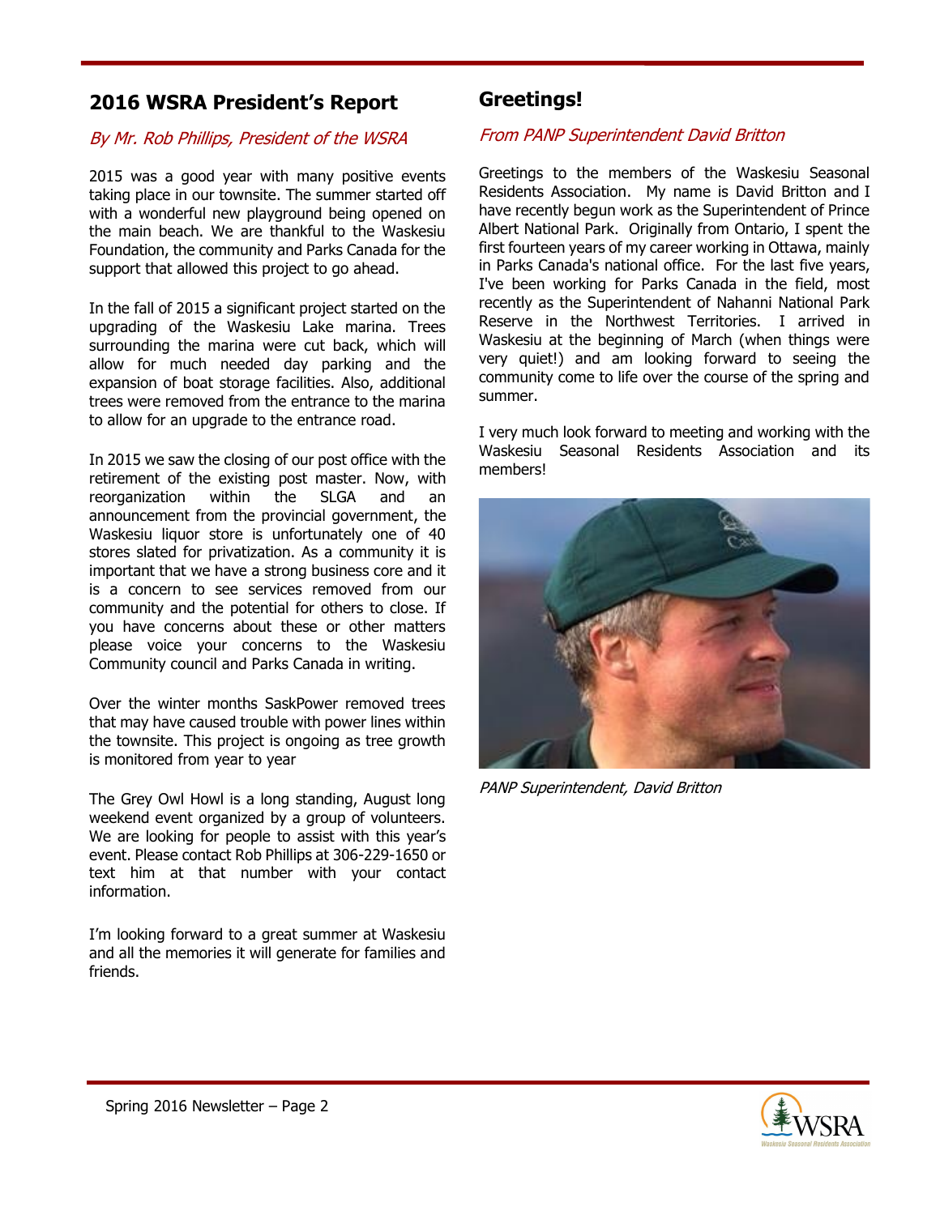## 2016 WSRA President's Report

*By Mr. Rob Phillips, President of the WSRA*

2015 was a good year with many positive events taking place in our townsite. The summer started off with a wonderful new playground being opened on the main beach. We are thankful to the Waskesiu Foundation, the community and Parks Canada for the support that allowed this project to go ahead.

In the fall of 2015 a significant project started on the upgrading of the Waskesiu Lake marina. Trees surrounding the marina were cut back, which will allow for much needed day parking and the expansion of boat storage facilities. Also, additional trees were removed from the entrance to the marina to allow for an upgrade to the entrance road.

In 2015 we saw the closing of our post office with the retirement of the existing post master. Now, with reorganization within the SLGA and an announcement from the provincial government, the Waskesiu liquor store is unfortunately one of 40 stores slated for privatization. As a community it is important that we have a strong business core and it is a concern to see services removed from our community and the potential for others to close. If you have concerns about these or other matters please voice your concerns to the Waskesiu Community council and Parks Canada in writing.

Over the winter months SaskPower removed trees that may have caused trouble with power lines within the townsite. This project is ongoing as tree growth is monitored from year to year

The Grey Owl Howl is a long standing, August long weekend event organized by a group of volunteers. We are looking for people to assist with this year's event. Please contact Rob Phillips at 306-229-1650 or text him at that number with your contact information.

I'm looking forward to a great summer at Waskesiu and all the memories it will generate for families and friends.

## Greetings!

*From PANP Superintendent David Britton*

Greetings to the members of the Waskesiu Seasonal Residents Association. My name is David Britton and I have recently begun work as the Superintendent of Prince Albert National Park. Originally from Ontario, I spent the first fourteen years of my career working in Ottawa, mainly in Parks Canada's national office. For the last five years, I've been working for Parks Canada in the field, most recently as the Superintendent of Nahanni National Park Reserve in the Northwest Territories. I arrived in Waskesiu at the beginning of March (when things were very quiet!) and am looking forward to seeing the community come to life over the course of the spring and summer.

I very much look forward to meeting and working with the Waskesiu Seasonal Residents Association and its members!

*PANP Superintendent, David Britton*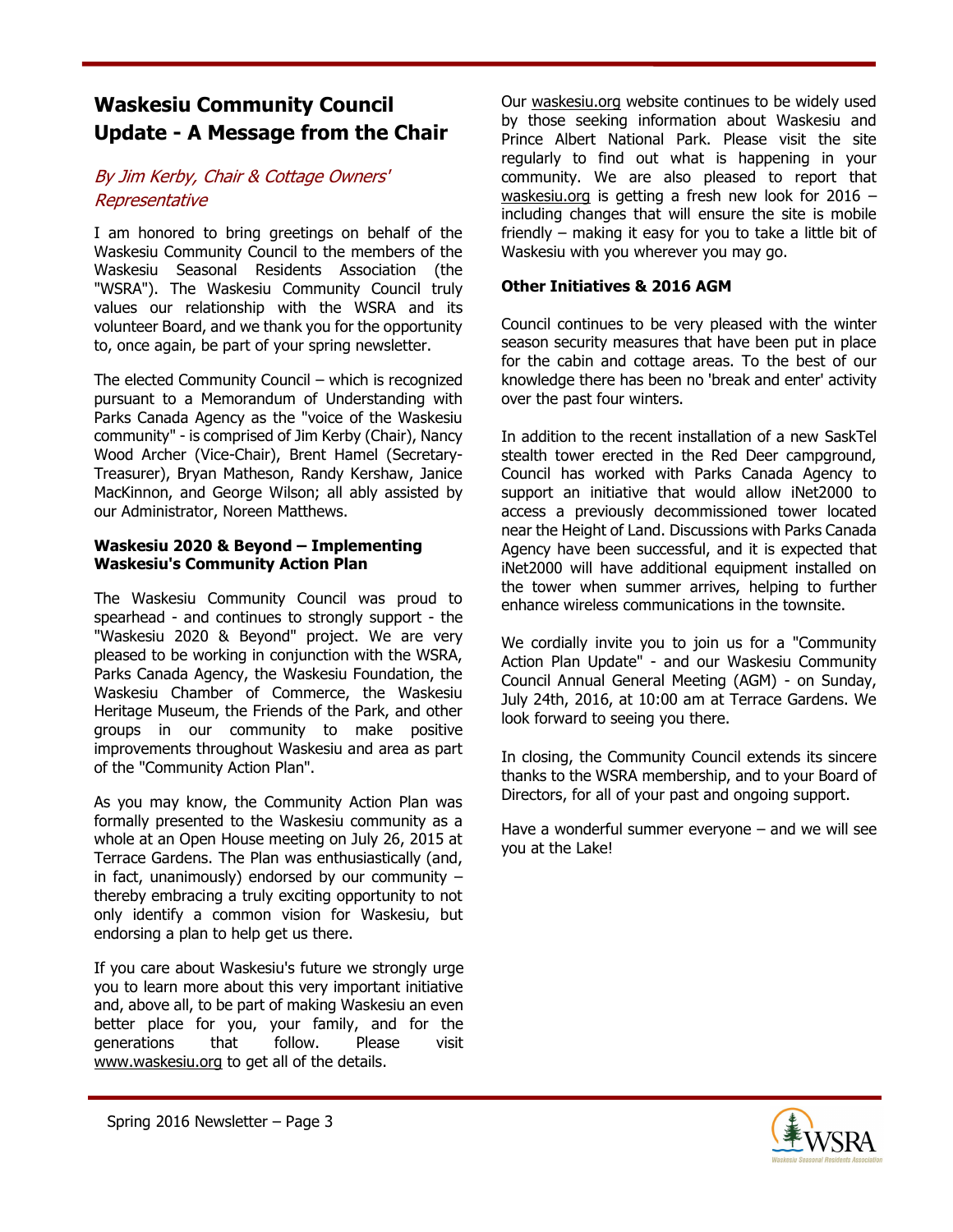# Waskesiu Community Council Update - A Message from the Chair

*By Jim Kerby, Chair & Cottage Owners' Representative*

I am honored to bring greetings on behalf of the Waskesiu Community Council to the members of the Waskesiu Seasonal Residents Association (the "WSRA"). The Waskesiu Community Council truly values our relationship with the WSRA and its volunteer Board, and we thank you for the opportunity to, once again, be part of your spring newsletter.

The elected Community Council – which is recognized pursuant to a Memorandum of Understanding with Parks Canada Agency as the "voice of the Waskesiu community" - is comprised of Jim Kerby (Chair), Nancy Wood Archer (Vice-Chair), Brent Hamel (Secretary-Treasurer), Bryan Matheson, Randy Kershaw, Janice MacKinnon, and George Wilson; all ably assisted by our Administrator, Noreen Matthews.

**Waskesiu 2020 & Beyond – Implementing Waskesiu's Community Action Plan**

The Waskesiu Community Council was proud to spearhead - and continues to strongly support - the "Waskesiu 2020 & Beyond" project. We are very pleased to be working in conjunction with the WSRA, Parks Canada Agency, the Waskesiu Foundation, the Waskesiu Chamber of Commerce, the Waskesiu Heritage Museum, the Friends of the Park, and other groups in our community to make positive improvements throughout Waskesiu and area as part of the "Community Action Plan".

As you may know, the Community Action Plan was formally presented to the Waskesiu community as a whole at an Open House meeting on July 26, 2015 at Terrace Gardens. The Plan was enthusiastically (and, in fact, unanimously) endorsed by our community – thereby embracing a truly exciting opportunity to not only identify a common vision for Waskesiu, but endorsing a plan to help get us there.

If you care about Waskesiu's future we strongly urge you to learn more about this very important initiative and, above all, to be part of making Waskesiu an even better place for you, your family, and for the generations that follow. Please visit www.waskesiu.org to get all of the details.

Our waskesiu.org website continues to be widely used by those seeking information about Waskesiu and Prince Albert National Park. Please visit the site regularly to find out what is happening in your community. We are also pleased to report that waskesiu.org is getting a fresh new look for 2016 – including changes that will ensure the site is mobile friendly – making it easy for you to take a little bit of Waskesiu with you wherever you may go.

**Other Initiatives & 2016 AGM**

Council continues to be very pleased with the winter season security measures that have been put in place for the cabin and cottage areas. To the best of our knowledge there has been no 'break and enter' activity over the past four winters.

In addition to the recent installation of a new SaskTel stealth tower erected in the Red Deer campground, Council has worked with Parks Canada Agency to support an initiative that would allow iNet2000 to access a previously decommissioned tower located near the Height of Land. Discussions with Parks Canada Agency have been successful, and it is expected that iNet2000 will have additional equipment installed on the tower when summer arrives, helping to further enhance wireless communications in the townsite.

We cordially invite you to join us for a "Community Action Plan Update" - and our Waskesiu Community Council Annual General Meeting (AGM) - on Sunday, July 24th, 2016, at 10:00 am at Terrace Gardens. We look forward to seeing you there.

In closing, the Community Council extends its sincere thanks to the WSRA membership, and to your Board of Directors, for all of your past and ongoing support.

Have a wonderful summer everyone – and we will see you at the Lake!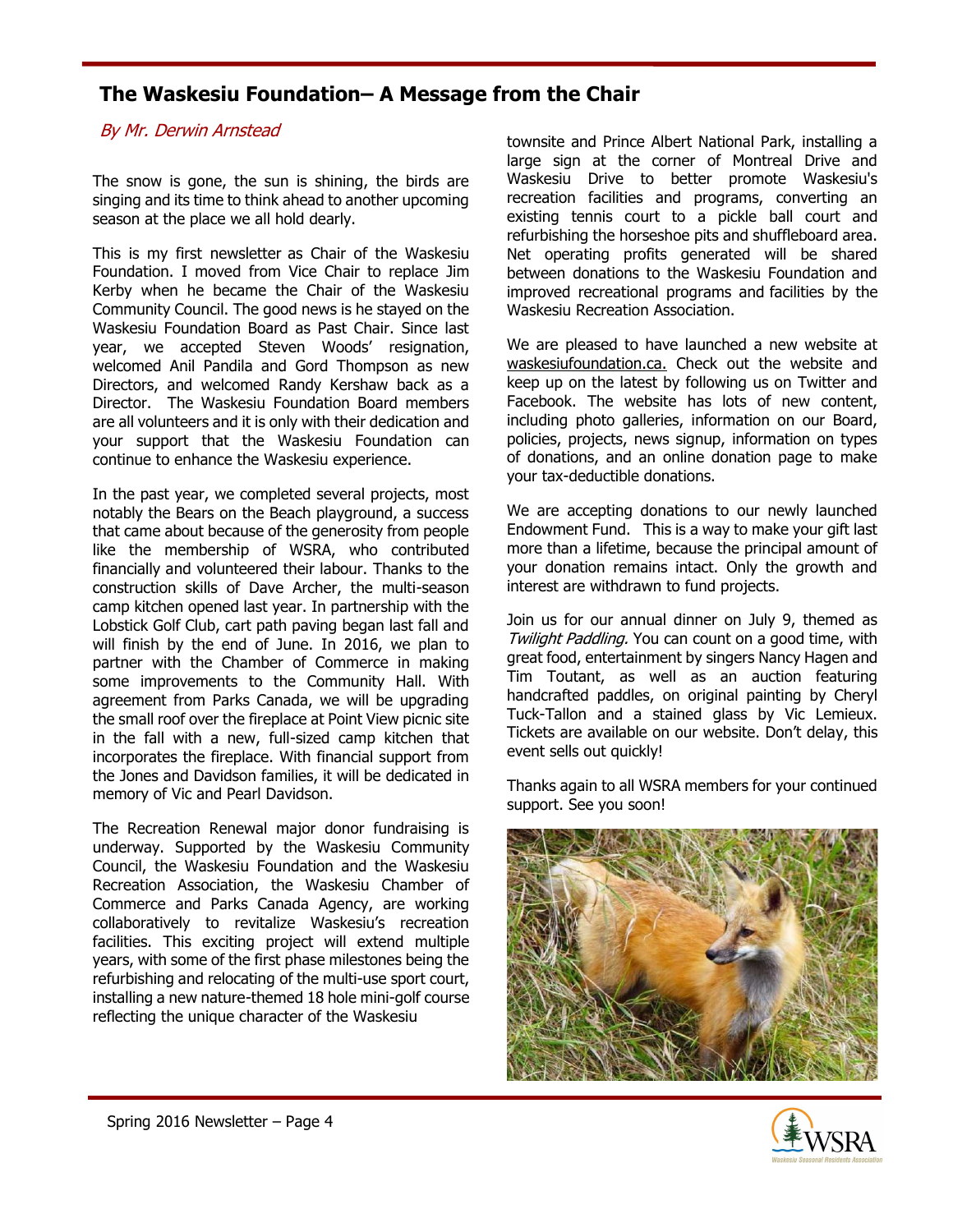## The Waskesiu Foundation– A Message from the Chair

*By Mr. Derwin Arnstead*

The snow is gone, the sun is shining, the birds are singing and its time to think ahead to another upcoming season at the place we all hold dearly.

This is my first newsletter as Chair of the Waskesiu Foundation. I moved from Vice Chair to replace Jim Kerby when he became the Chair of the Waskesiu Community Council. The good news is he stayed on the Waskesiu Foundation Board as Past Chair. Since last year, we accepted Steven Woods' resignation, welcomed Anil Pandila and Gord Thompson as new Directors, and welcomed Randy Kershaw back as a Director. The Waskesiu Foundation Board members are all volunteers and it is only with their dedication and your support that the Waskesiu Foundation can continue to enhance the Waskesiu experience.

In the past year, we completed several projects, most notably the Bears on the Beach playground, a success that came about because of the generosity from people like the membership of WSRA, who contributed financially and volunteered their labour. Thanks to the construction skills of Dave Archer, the multi-season camp kitchen opened last year. In partnership with the Lobstick Golf Club, cart path paving began last fall and will finish by the end of June. In 2016, we plan to partner with the Chamber of Commerce in making some improvements to the Community Hall. With agreement from Parks Canada, we will be upgrading the small roof over the fireplace at Point View picnic site in the fall with a new, full-sized camp kitchen that incorporates the fireplace. With financial support from the Jones and Davidson families, it will be dedicated in memory of Vic and Pearl Davidson.

The Recreation Renewal major donor fundraising is underway. Supported by the Waskesiu Community Council, the Waskesiu Foundation and the Waskesiu Recreation Association, the Waskesiu Chamber of Commerce and Parks Canada Agency, are working collaboratively to revitalize Waskesiu's recreation facilities. This exciting project will extend multiple years, with some of the first phase milestones being the refurbishing and relocating of the multi-use sport court, installing a new nature-themed 18 hole mini-golf course reflecting the unique character of the Waskesiu townsite and Prince Albert National Park, installing a large sign at the corner of Montreal Drive and Waskesiu Drive to better promote Waskesiu's recreation facilities and programs, converting an existing tennis court to a pickle ball court and refurbishing the horseshoe pits and shuffleboard area. Net operating profits generated will be shared between donations to the Waskesiu Foundation and improved recreational programs and facilities by the Waskesiu Recreation Association.

We are pleased to have launched a new website at waskesiufoundation.ca. Check out the website and keep up on the latest by following us on Twitter and Facebook. The website has lots of new content, including photo galleries, information on our Board, policies, projects, news signup, information on types of donations, and an online donation page to make your tax-deductible donations.

We are accepting donations to our newly launched Endowment Fund. This is a way to make your gift last more than a lifetime, because the principal amount of your donation remains intact. Only the growth and interest are withdrawn to fund projects.

Join us for our annual dinner on July 9, themed as *Twilight Paddling.* You can count on a good time, with great food, entertainment by singers Nancy Hagen and Tim Toutant, as well as an auction featuring handcrafted paddles, on original painting by Cheryl Tuck-Tallon and a stained glass by Vic Lemieux. Tickets are available on our website. Don't delay, this event sells out quickly!

Thanks again to all WSRA members for your continued support. See you soon!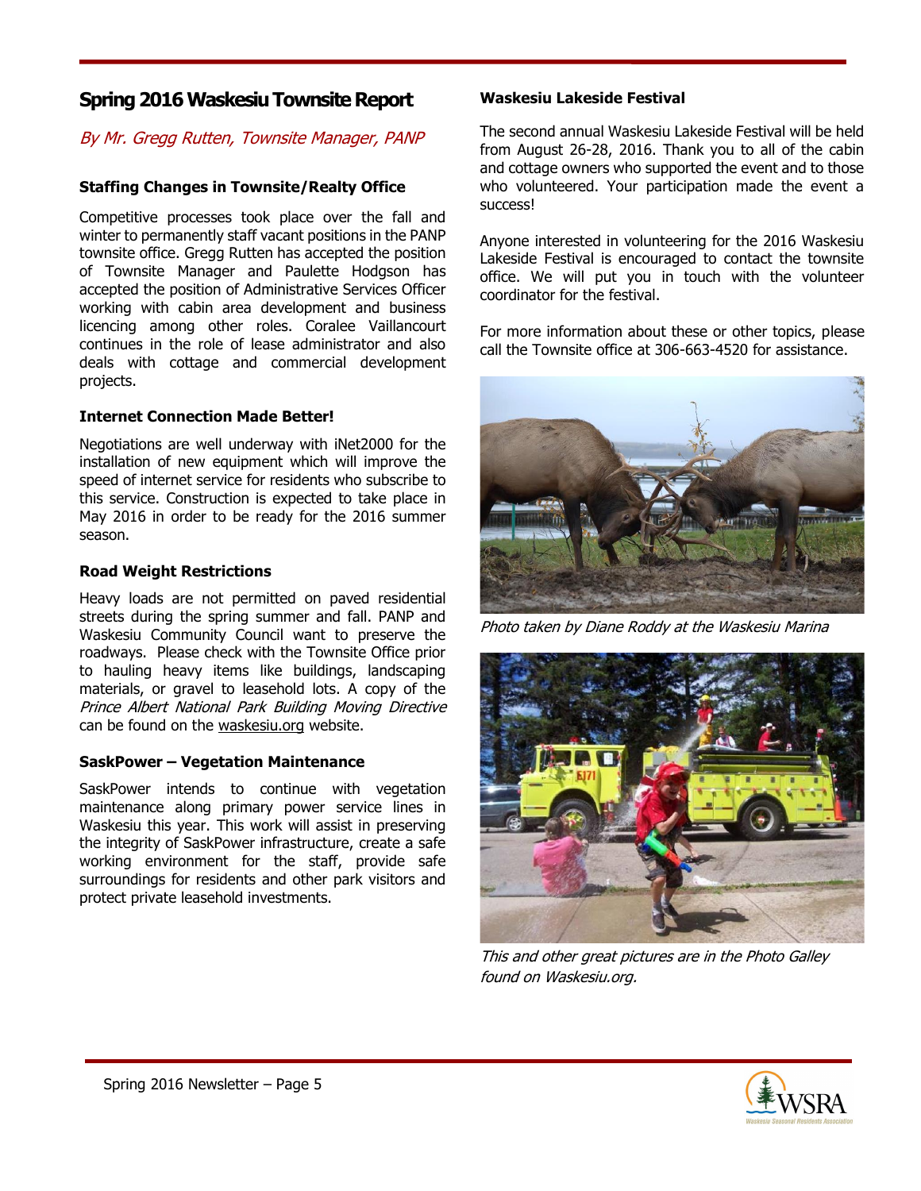# Spring 2016 Waskesiu Townsite Report

*By Mr. Gregg Rutten, Townsite Manager, PANP*

**Staffing Changes in Townsite/Realty Office**

Competitive processes took place over the fall and winter to permanently staff vacant positions in the PANP townsite office. Gregg Rutten has accepted the position of Townsite Manager and Paulette Hodgson has accepted the position of Administrative Services Officer working with cabin area development and business licencing among other roles. Coralee Vaillancourt continues in the role of lease administrator and also deals with cottage and commercial development projects.

**Internet Connection Made Better!**

Negotiations are well underway with iNet2000 for the installation of new equipment which will improve the speed of internet service for residents who subscribe to this service. Construction is expected to take place in May 2016 in order to be ready for the 2016 summer season.

**Road Weight Restrictions**

Heavy loads are not permitted on paved residential streets during the spring summer and fall. PANP and Waskesiu Community Council want to preserve the roadways. Please check with the Townsite Office prior to hauling heavy items like buildings, landscaping materials, or gravel to leasehold lots. A copy of the *Prince Albert National Park Building Moving Directive* can be found on the waskesiu.org website.

**SaskPower – Vegetation Maintenance**

SaskPower intends to continue with vegetation maintenance along primary power service lines in Waskesiu this year. This work will assist in preserving the integrity of SaskPower infrastructure, create a safe working environment for the staff, provide safe surroundings for residents and other park visitors and protect private leasehold investments.

**Waskesiu Lakeside Festival**

The second annual Waskesiu Lakeside Festival will be held from August 26-28, 2016. Thank you to all of the cabin and cottage owners who supported the event and to those who volunteered. Your participation made the event a success!

Anyone interested in volunteering for the 2016 Waskesiu Lakeside Festival is encouraged to contact the townsite office. We will put you in touch with the volunteer coordinator for the festival.

For more information about these or other topics, please call the Townsite office at 306-663-4520 for assistance.

*Photo taken by Diane Roddy at the Waskesiu Marina*

*This and other great pictures are in the Photo Galley found on Waskesiu.org.*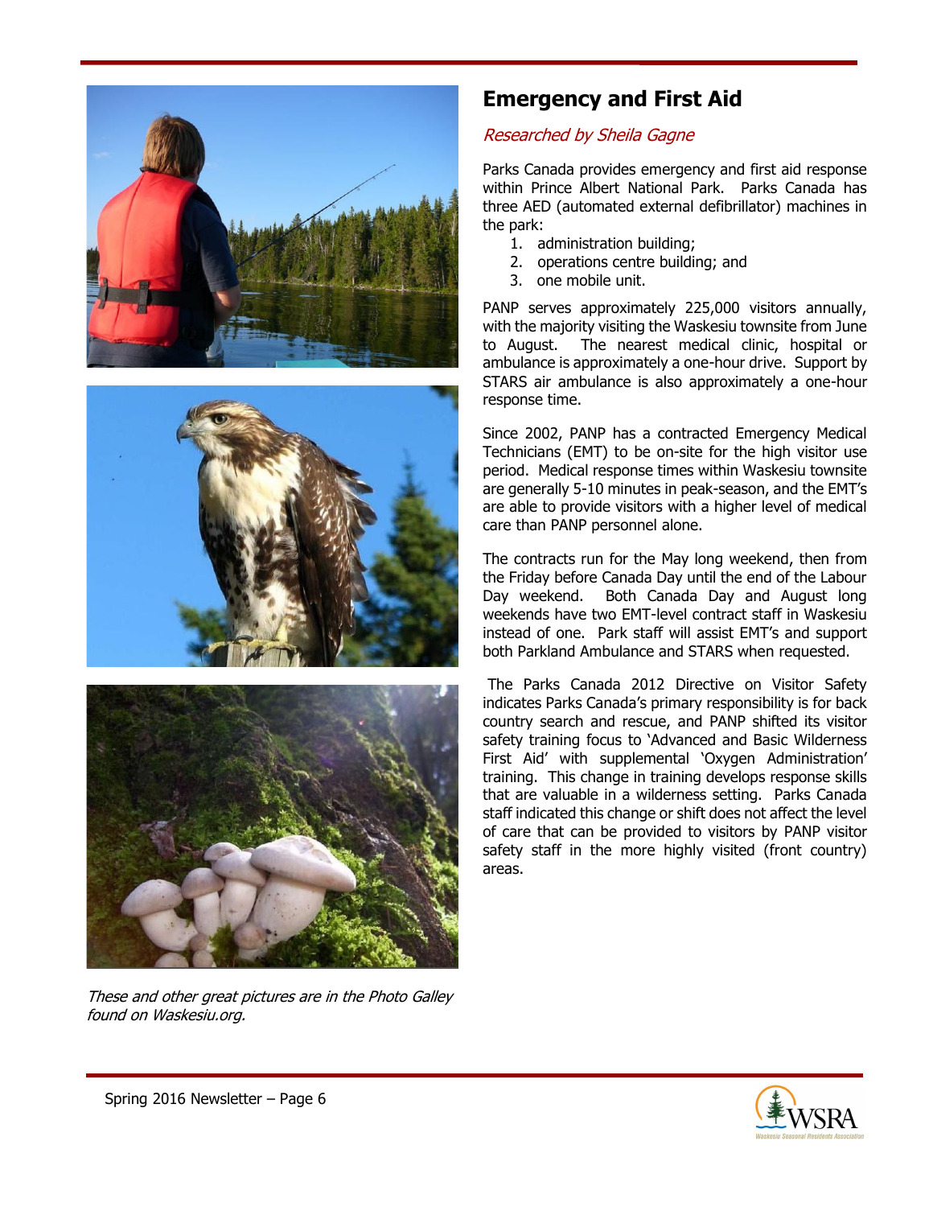## Emergency and First Aid

*Researched by Sheila Gagne*

Parks Canada provides emergency and first aid response within Prince Albert National Park. Parks Canada has three AED (automated external defibrillator) machines in the park:

1. administration building;
2. operations centre building; and
3. one mobile unit.

PANP serves approximately 225,000 visitors annually, with the majority visiting the Waskesiu townsite from June to August. The nearest medical clinic, hospital or ambulance is approximately a one-hour drive. Support by STARS air ambulance is also approximately a one-hour response time.

Since 2002, PANP has a contracted Emergency Medical Technicians (EMT) to be on-site for the high visitor use period. Medical response times within Waskesiu townsite are generally 5-10 minutes in peak-season, and the EMT's are able to provide visitors with a higher level of medical care than PANP personnel alone.

The contracts run for the May long weekend, then from the Friday before Canada Day until the end of the Labour Day weekend. Both Canada Day and August long weekends have two EMT-level contract staff in Waskesiu instead of one. Park staff will assist EMT's and support both Parkland Ambulance and STARS when requested.

The Parks Canada 2012 Directive on Visitor Safety indicates Parks Canada's primary responsibility is for back country search and rescue, and PANP shifted its visitor safety training focus to 'Advanced and Basic Wilderness First Aid' with supplemental 'Oxygen Administration' training. This change in training develops response skills that are valuable in a wilderness setting. Parks Canada staff indicated this change or shift does not affect the level of care that can be provided to visitors by PANP visitor safety staff in the more highly visited (front country) areas.

*These and other great pictures are in the Photo Galley found on Waskesiu.org.*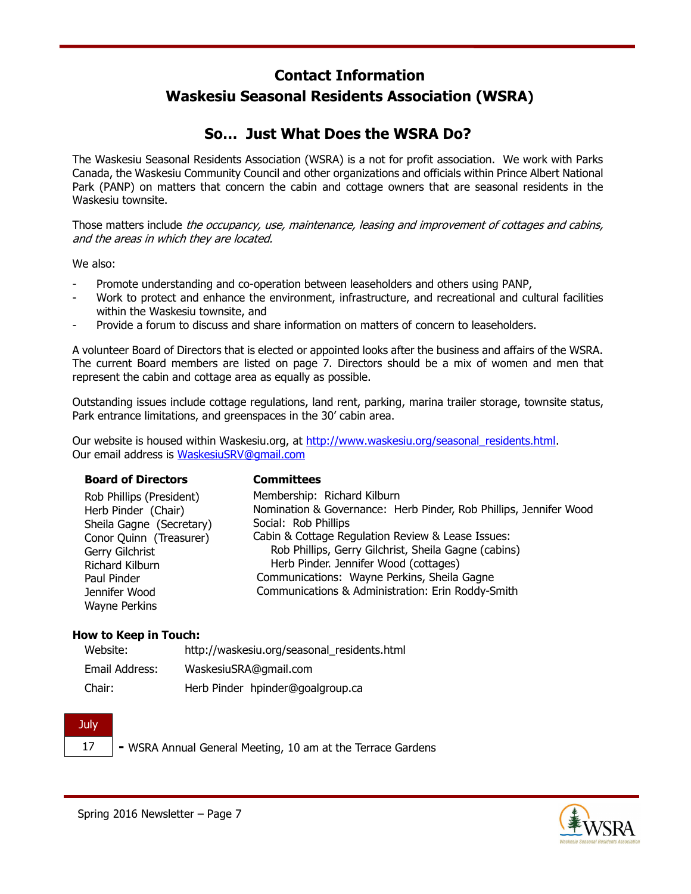# Contact Information

# Waskesiu Seasonal Residents Association (WSRA)

## So… Just What Does the WSRA Do?

The Waskesiu Seasonal Residents Association (WSRA) is a not for profit association. We work with Parks Canada, the Waskesiu Community Council and other organizations and officials within Prince Albert National Park (PANP) on matters that concern the cabin and cottage owners that are seasonal residents in the Waskesiu townsite.

Those matters include *the occupancy, use, maintenance, leasing and improvement of cottages and cabins, and the areas in which they are located.*

We also:

- Promote understanding and co-operation between leaseholders and others using PANP,
- Work to protect and enhance the environment, infrastructure, and recreational and cultural facilities within the Waskesiu townsite, and
- Provide a forum to discuss and share information on matters of concern to leaseholders.

A volunteer Board of Directors that is elected or appointed looks after the business and affairs of the WSRA. The current Board members are listed on page 7. Directors should be a mix of women and men that represent the cabin and cottage area as equally as possible.

Outstanding issues include cottage regulations, land rent, parking, marina trailer storage, townsite status, Park entrance limitations, and greenspaces in the 30' cabin area.

Our website is housed within Waskesiu.org, at http://www.waskesiu.org/seasonal_residents.html.
Our email address is WaskesiuSRV@gmail.com

**Board of Directors**

Rob Phillips (President)
Herb Pinder (Chair)
Sheila Gagne (Secretary)
Conor Quinn (Treasurer)
Gerry Gilchrist
Richard Kilburn
Paul Pinder
Jennifer Wood
Wayne Perkins

**Committees**

Membership: Richard Kilburn
Nomination & Governance: Herb Pinder, Rob Phillips, Jennifer Wood
Social: Rob Phillips
Cabin & Cottage Regulation Review & Lease Issues:
  Rob Phillips, Gerry Gilchrist, Sheila Gagne (cabins)
  Herb Pinder. Jennifer Wood (cottages)
Communications: Wayne Perkins, Sheila Gagne
Communications & Administration: Erin Roddy-Smith

**How to Keep in Touch:**

| | |
|---|---|
| Website: | http://waskesiu.org/seasonal_residents.html |
| Email Address: | WaskesiuSRA@gmail.com |
| Chair: | Herb Pinder hpinder@goalgroup.ca |

**July 17** - WSRA Annual General Meeting, 10 am at the Terrace Gardens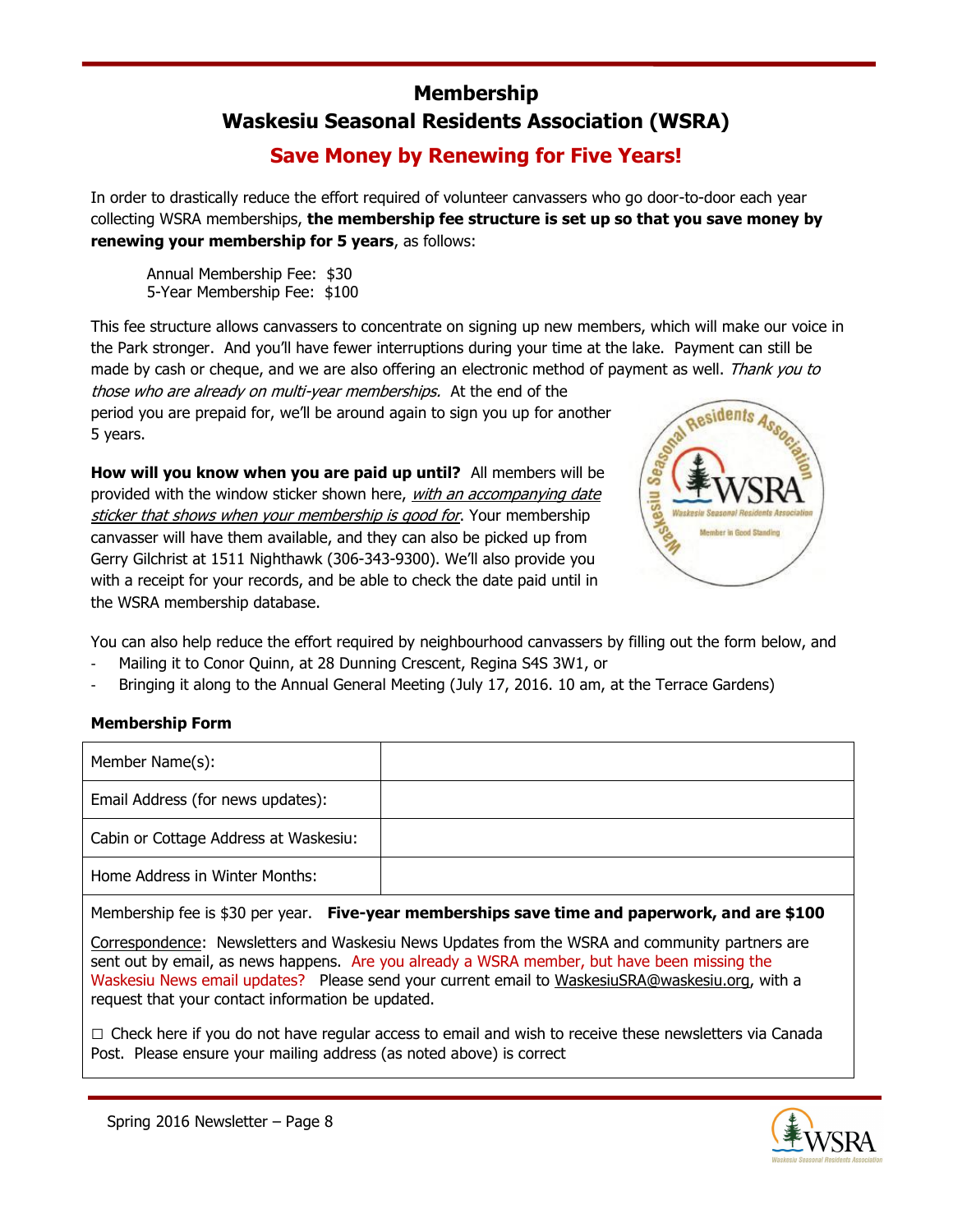# Membership
# Waskesiu Seasonal Residents Association (WSRA)

## Save Money by Renewing for Five Years!

In order to drastically reduce the effort required of volunteer canvassers who go door-to-door each year collecting WSRA memberships, **the membership fee structure is set up so that you save money by renewing your membership for 5 years**, as follows:

Annual Membership Fee: $30
5-Year Membership Fee: $100

This fee structure allows canvassers to concentrate on signing up new members, which will make our voice in the Park stronger. And you'll have fewer interruptions during your time at the lake. Payment can still be made by cash or cheque, and we are also offering an electronic method of payment as well. *Thank you to those who are already on multi-year memberships.* At the end of the period you are prepaid for, we'll be around again to sign you up for another 5 years.

**How will you know when you are paid up until?** All members will be provided with the window sticker shown here, *with an accompanying date sticker that shows when your membership is good for*. Your membership canvasser will have them available, and they can also be picked up from Gerry Gilchrist at 1511 Nighthawk (306-343-9300). We'll also provide you with a receipt for your records, and be able to check the date paid until in the WSRA membership database.

You can also help reduce the effort required by neighbourhood canvassers by filling out the form below, and

- Mailing it to Conor Quinn, at 28 Dunning Crescent, Regina S4S 3W1, or
- Bringing it along to the Annual General Meeting (July 17, 2016. 10 am, at the Terrace Gardens)

**Membership Form**

| | |
|---|---|
| Member Name(s): | |
| Email Address (for news updates): | |
| Cabin or Cottage Address at Waskesiu: | |
| Home Address in Winter Months: | |

Membership fee is $30 per year. **Five-year memberships save time and paperwork, and are $100**

Correspondence: Newsletters and Waskesiu News Updates from the WSRA and community partners are sent out by email, as news happens. Are you already a WSRA member, but have been missing the Waskesiu News email updates? Please send your current email to WaskesiuSRA@waskesiu.org, with a request that your contact information be updated.

☐ Check here if you do not have regular access to email and wish to receive these newsletters via Canada Post. Please ensure your mailing address (as noted above) is correct